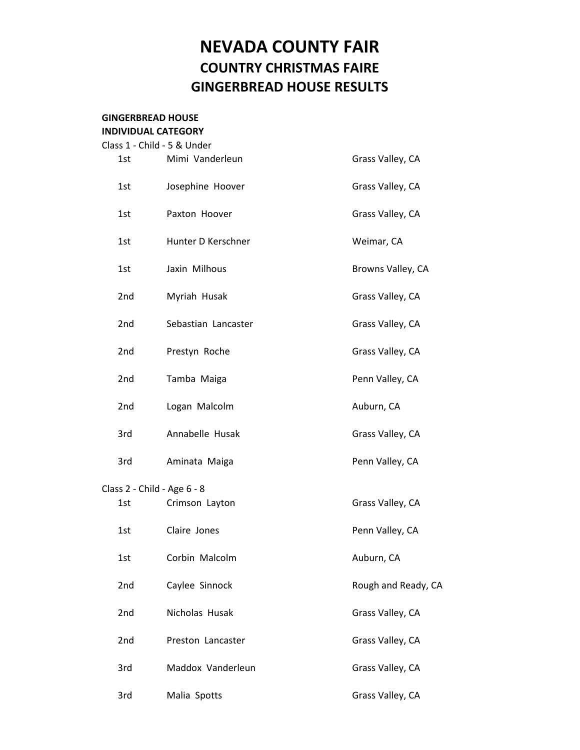# NEVADA COUNTY FAIR

## COUNTRY CHRISTMAS FAIRE

## GINGERBREAD HOUSE RESULTS

**GINGERBREAD HOUSE**
**INDIVIDUAL CATEGORY**

Class 1 - Child - 5 & Under

| Place | Name | Location |
|---|---|---|
| 1st | Mimi Vanderleun | Grass Valley, CA |
| 1st | Josephine Hoover | Grass Valley, CA |
| 1st | Paxton Hoover | Grass Valley, CA |
| 1st | Hunter D Kerschner | Weimar, CA |
| 1st | Jaxin Milhous | Browns Valley, CA |
| 2nd | Myriah Husak | Grass Valley, CA |
| 2nd | Sebastian Lancaster | Grass Valley, CA |
| 2nd | Prestyn Roche | Grass Valley, CA |
| 2nd | Tamba Maiga | Penn Valley, CA |
| 2nd | Logan Malcolm | Auburn, CA |
| 3rd | Annabelle Husak | Grass Valley, CA |
| 3rd | Aminata Maiga | Penn Valley, CA |

Class 2 - Child - Age 6 - 8

| Place | Name | Location |
|---|---|---|
| 1st | Crimson Layton | Grass Valley, CA |
| 1st | Claire Jones | Penn Valley, CA |
| 1st | Corbin Malcolm | Auburn, CA |
| 2nd | Caylee Sinnock | Rough and Ready, CA |
| 2nd | Nicholas Husak | Grass Valley, CA |
| 2nd | Preston Lancaster | Grass Valley, CA |
| 3rd | Maddox Vanderleun | Grass Valley, CA |
| 3rd | Malia Spotts | Grass Valley, CA |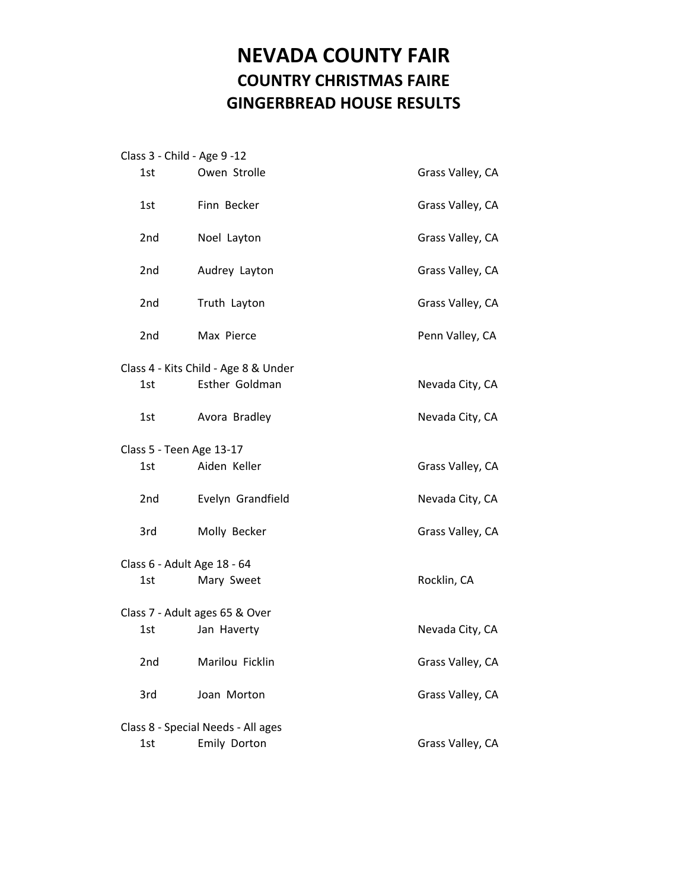# NEVADA COUNTY FAIR
## COUNTRY CHRISTMAS FAIRE
## GINGERBREAD HOUSE RESULTS

Class 3 - Child - Age 9 -12

| Place | Name | City |
|---|---|---|
| 1st | Owen Strolle | Grass Valley, CA |
| 1st | Finn Becker | Grass Valley, CA |
| 2nd | Noel Layton | Grass Valley, CA |
| 2nd | Audrey Layton | Grass Valley, CA |
| 2nd | Truth Layton | Grass Valley, CA |
| 2nd | Max Pierce | Penn Valley, CA |

Class 4 - Kits Child - Age 8 & Under

| Place | Name | City |
|---|---|---|
| 1st | Esther Goldman | Nevada City, CA |
| 1st | Avora Bradley | Nevada City, CA |

Class 5 - Teen Age 13-17

| Place | Name | City |
|---|---|---|
| 1st | Aiden Keller | Grass Valley, CA |
| 2nd | Evelyn Grandfield | Nevada City, CA |
| 3rd | Molly Becker | Grass Valley, CA |

Class 6 - Adult Age 18 - 64

| Place | Name | City |
|---|---|---|
| 1st | Mary Sweet | Rocklin, CA |

Class 7 - Adult ages 65 & Over

| Place | Name | City |
|---|---|---|
| 1st | Jan Haverty | Nevada City, CA |
| 2nd | Marilou Ficklin | Grass Valley, CA |
| 3rd | Joan Morton | Grass Valley, CA |

Class 8 - Special Needs - All ages

| Place | Name | City |
|---|---|---|
| 1st | Emily Dorton | Grass Valley, CA |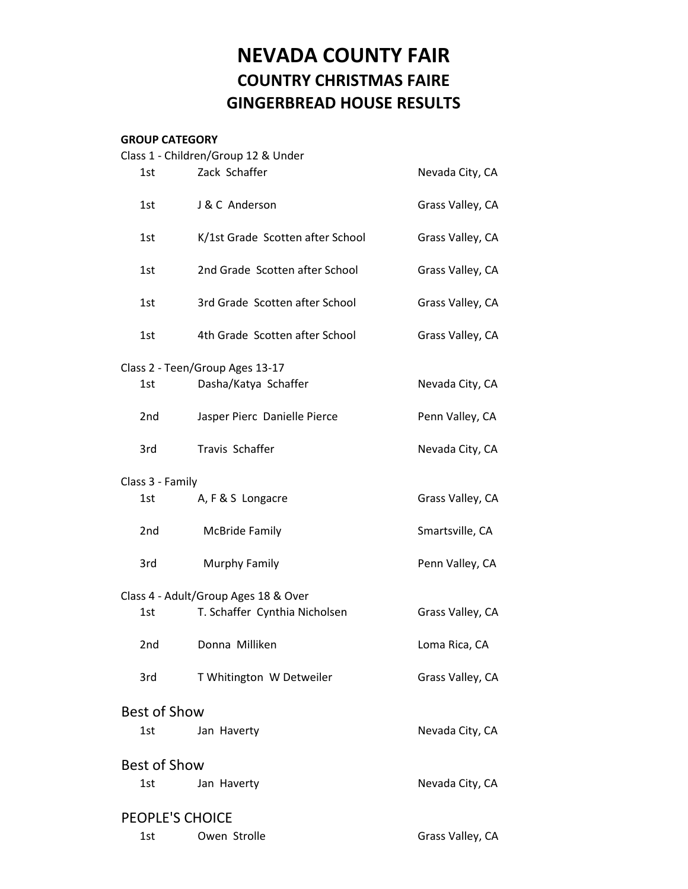# NEVADA COUNTY FAIR

## COUNTRY CHRISTMAS FAIRE

## GINGERBREAD HOUSE RESULTS

**GROUP CATEGORY**

Class 1 - Children/Group 12 & Under

| | | |
|---|---|---|
| 1st | Zack Schaffer | Nevada City, CA |
| 1st | J & C Anderson | Grass Valley, CA |
| 1st | K/1st Grade Scotten after School | Grass Valley, CA |
| 1st | 2nd Grade Scotten after School | Grass Valley, CA |
| 1st | 3rd Grade Scotten after School | Grass Valley, CA |
| 1st | 4th Grade Scotten after School | Grass Valley, CA |

Class 2 - Teen/Group Ages 13-17

| | | |
|---|---|---|
| 1st | Dasha/Katya Schaffer | Nevada City, CA |
| 2nd | Jasper Pierc Danielle Pierce | Penn Valley, CA |
| 3rd | Travis Schaffer | Nevada City, CA |

Class 3 - Family

| | | |
|---|---|---|
| 1st | A, F & S Longacre | Grass Valley, CA |
| 2nd | McBride Family | Smartsville, CA |
| 3rd | Murphy Family | Penn Valley, CA |

Class 4 - Adult/Group Ages 18 & Over

| | | |
|---|---|---|
| 1st | T. Schaffer Cynthia Nicholsen | Grass Valley, CA |
| 2nd | Donna Milliken | Loma Rica, CA |
| 3rd | T Whitington W Detweiler | Grass Valley, CA |

### Best of Show

| | | |
|---|---|---|
| 1st | Jan Haverty | Nevada City, CA |

### Best of Show

| | | |
|---|---|---|
| 1st | Jan Haverty | Nevada City, CA |

### PEOPLE'S CHOICE

| | | |
|---|---|---|
| 1st | Owen Strolle | Grass Valley, CA |